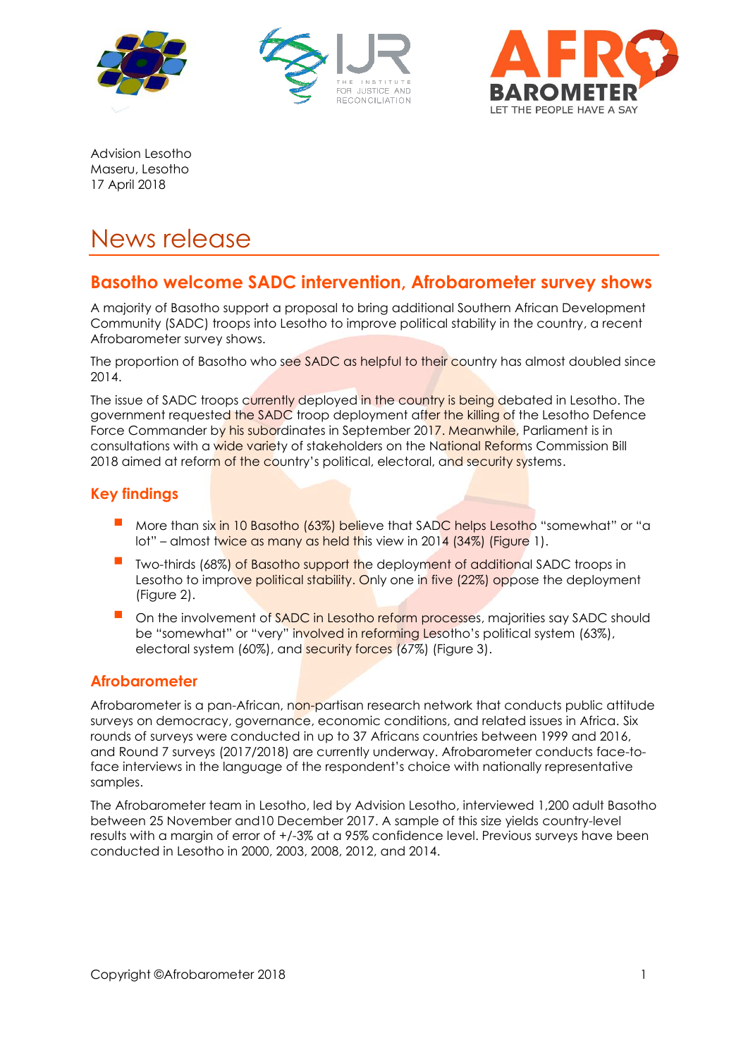Advision Lesotho
Maseru, Lesotho
17 April 2018

# News release

## Basotho welcome SADC intervention, Afrobarometer survey shows

A majority of Basotho support a proposal to bring additional Southern African Development Community (SADC) troops into Lesotho to improve political stability in the country, a recent Afrobarometer survey shows.

The proportion of Basotho who see SADC as helpful to their country has almost doubled since 2014.

The issue of SADC troops currently deployed in the country is being debated in Lesotho. The government requested the SADC troop deployment after the killing of the Lesotho Defence Force Commander by his subordinates in September 2017. Meanwhile, Parliament is in consultations with a wide variety of stakeholders on the National Reforms Commission Bill 2018 aimed at reform of the country's political, electoral, and security systems.

### Key findings

- More than six in 10 Basotho (63%) believe that SADC helps Lesotho "somewhat" or "a lot" – almost twice as many as held this view in 2014 (34%) (Figure 1).
- Two-thirds (68%) of Basotho support the deployment of additional SADC troops in Lesotho to improve political stability. Only one in five (22%) oppose the deployment (Figure 2).
- On the involvement of SADC in Lesotho reform processes, majorities say SADC should be "somewhat" or "very" involved in reforming Lesotho's political system (63%), electoral system (60%), and security forces (67%) (Figure 3).

### Afrobarometer

Afrobarometer is a pan-African, non-partisan research network that conducts public attitude surveys on democracy, governance, economic conditions, and related issues in Africa. Six rounds of surveys were conducted in up to 37 Africans countries between 1999 and 2016, and Round 7 surveys (2017/2018) are currently underway. Afrobarometer conducts face-to-face interviews in the language of the respondent's choice with nationally representative samples.

The Afrobarometer team in Lesotho, led by Advision Lesotho, interviewed 1,200 adult Basotho between 25 November and10 December 2017. A sample of this size yields country-level results with a margin of error of +/-3% at a 95% confidence level. Previous surveys have been conducted in Lesotho in 2000, 2003, 2008, 2012, and 2014.

Copyright ©Afrobarometer 2018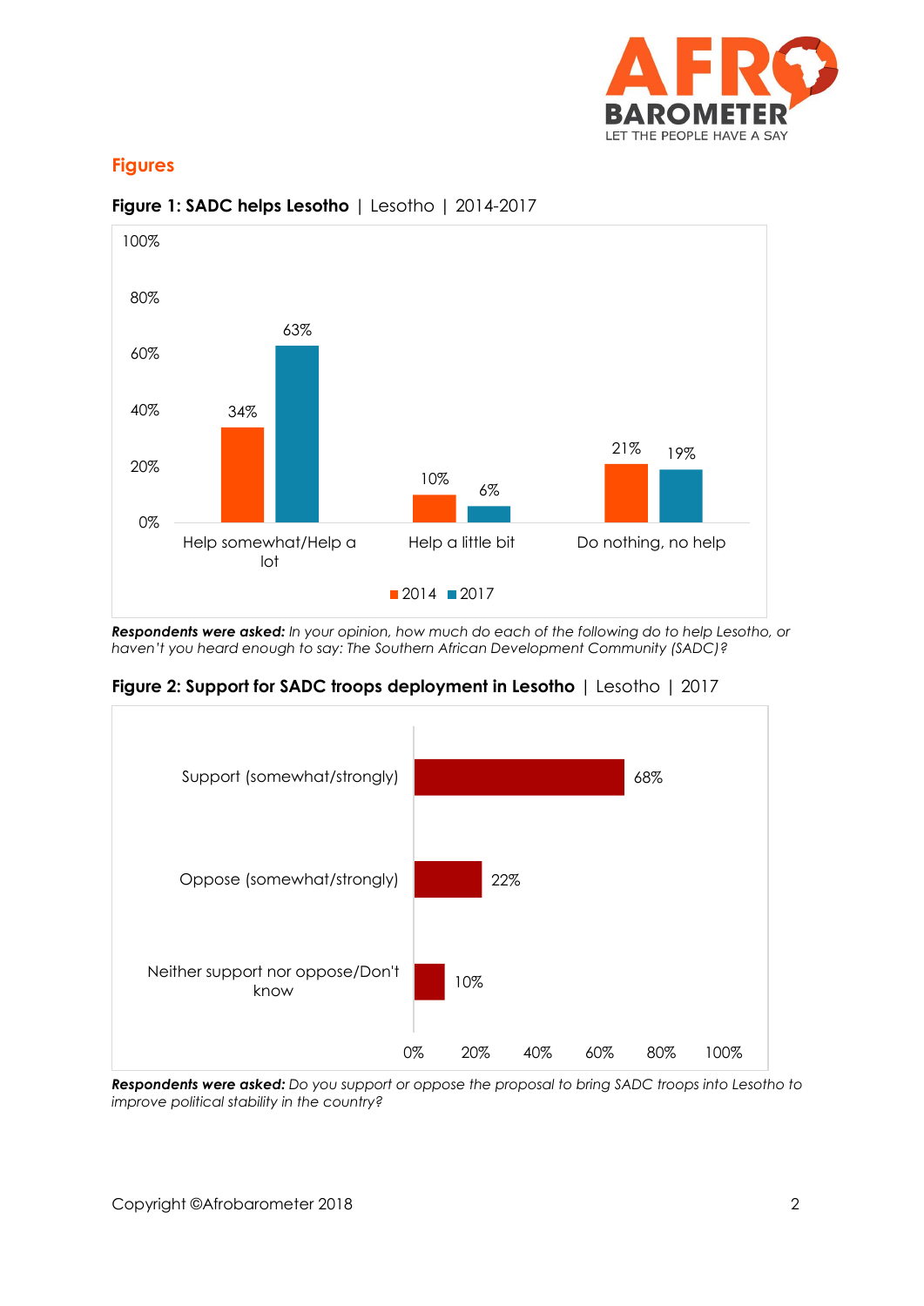## Figures

**Figure 1: SADC helps Lesotho** | Lesotho | 2014-2017

| | 2014 | 2017 |
|---|---|---|
| Help somewhat/Help a lot | 34% | 63% |
| Help a little bit | 10% | 6% |
| Do nothing, no help | 21% | 19% |

***Respondents were asked:*** *In your opinion, how much do each of the following do to help Lesotho, or haven't you heard enough to say: The Southern African Development Community (SADC)?*

**Figure 2: Support for SADC troops deployment in Lesotho** | Lesotho | 2017

| | |
|---|---|
| Support (somewhat/strongly) | 68% |
| Oppose (somewhat/strongly) | 22% |
| Neither support nor oppose/Don't know | 10% |

***Respondents were asked:*** *Do you support or oppose the proposal to bring SADC troops into Lesotho to improve political stability in the country?*

Copyright ©Afrobarometer 2018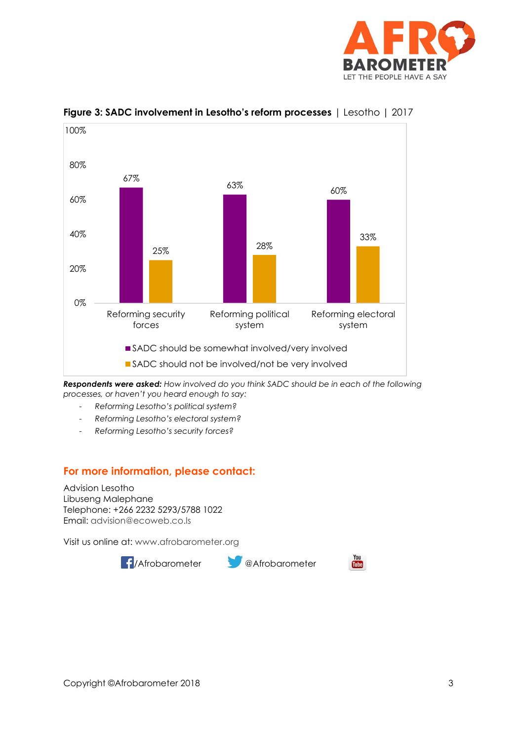**Figure 3: SADC involvement in Lesotho's reform processes** | Lesotho | 2017

100%
80%
60%
40%
20%
0%

67%
25%
63%
28%
60%
33%

Reforming security forces
Reforming political system
Reforming electoral system

SADC should be somewhat involved/very involved
SADC should not be involved/not be very involved

***Respondents were asked:*** *How involved do you think SADC should be in each of the following processes, or haven't you heard enough to say:*

- *Reforming Lesotho's political system?*
- *Reforming Lesotho's electoral system?*
- *Reforming Lesotho's security forces?*

## For more information, please contact:

Advision Lesotho
Libuseng Malephane
Telephone: +266 2232 5293/5788 1022
Email: advision@ecoweb.co.ls

Visit us online at: www.afrobarometer.org

/Afrobarometer @Afrobarometer

Copyright ©Afrobarometer 2018